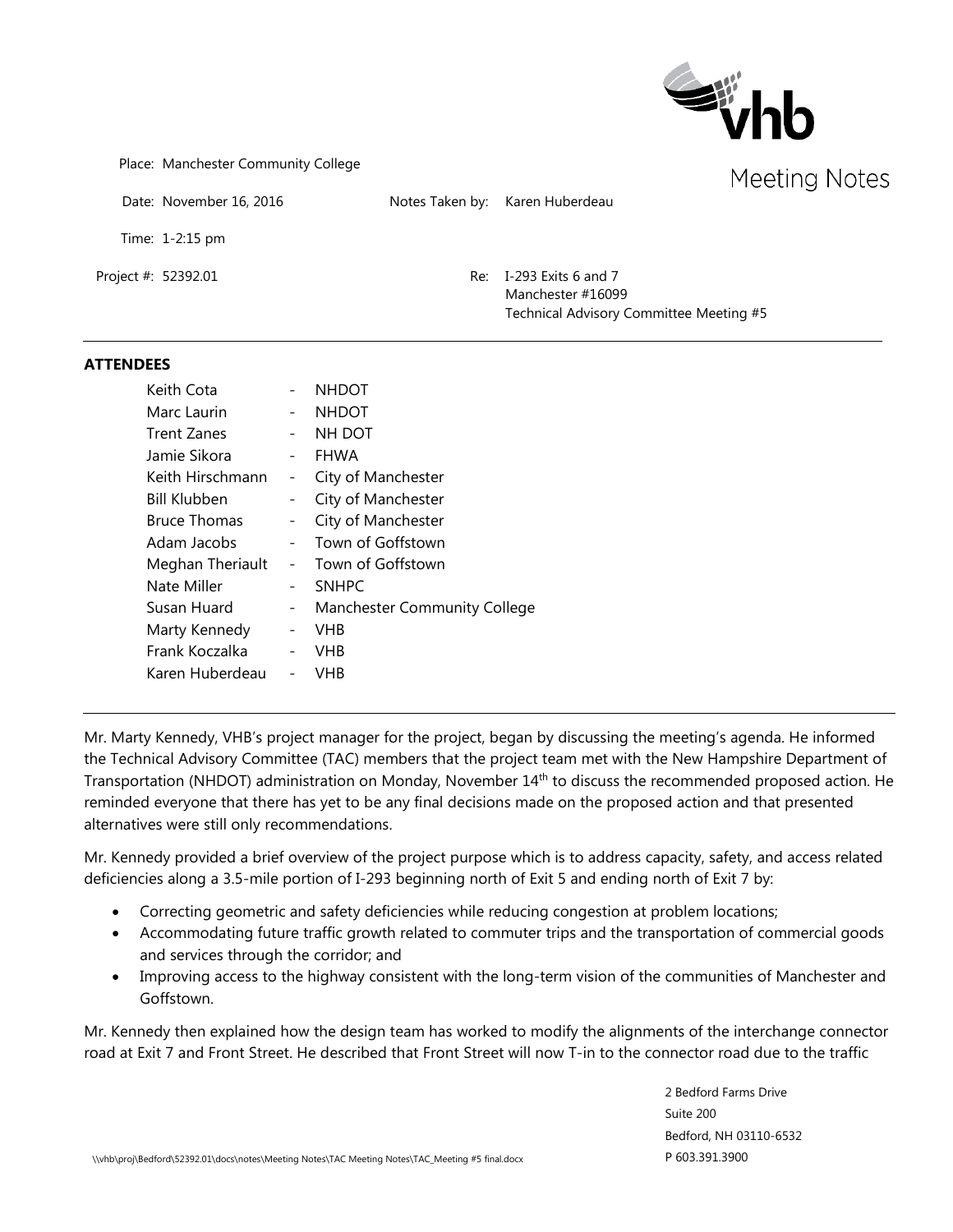# Meeting Notes

Place: Manchester Community College

Date: November 16, 2016

Notes Taken by: Karen Huberdeau

Time: 1-2:15 pm

Project #: 52392.01

Re: I-293 Exits 6 and 7
Manchester #16099
Technical Advisory Committee Meeting #5

---

**ATTENDEES**

| | | |
|---|---|---|
| Keith Cota | - | NHDOT |
| Marc Laurin | - | NHDOT |
| Trent Zanes | - | NH DOT |
| Jamie Sikora | - | FHWA |
| Keith Hirschmann | - | City of Manchester |
| Bill Klubben | - | City of Manchester |
| Bruce Thomas | - | City of Manchester |
| Adam Jacobs | - | Town of Goffstown |
| Meghan Theriault | - | Town of Goffstown |
| Nate Miller | - | SNHPC |
| Susan Huard | - | Manchester Community College |
| Marty Kennedy | - | VHB |
| Frank Koczalka | - | VHB |
| Karen Huberdeau | - | VHB |

---

Mr. Marty Kennedy, VHB's project manager for the project, began by discussing the meeting's agenda. He informed the Technical Advisory Committee (TAC) members that the project team met with the New Hampshire Department of Transportation (NHDOT) administration on Monday, November 14th to discuss the recommended proposed action. He reminded everyone that there has yet to be any final decisions made on the proposed action and that presented alternatives were still only recommendations.

Mr. Kennedy provided a brief overview of the project purpose which is to address capacity, safety, and access related deficiencies along a 3.5-mile portion of I-293 beginning north of Exit 5 and ending north of Exit 7 by:

- Correcting geometric and safety deficiencies while reducing congestion at problem locations;
- Accommodating future traffic growth related to commuter trips and the transportation of commercial goods and services through the corridor; and
- Improving access to the highway consistent with the long-term vision of the communities of Manchester and Goffstown.

Mr. Kennedy then explained how the design team has worked to modify the alignments of the interchange connector road at Exit 7 and Front Street. He described that Front Street will now T-in to the connector road due to the traffic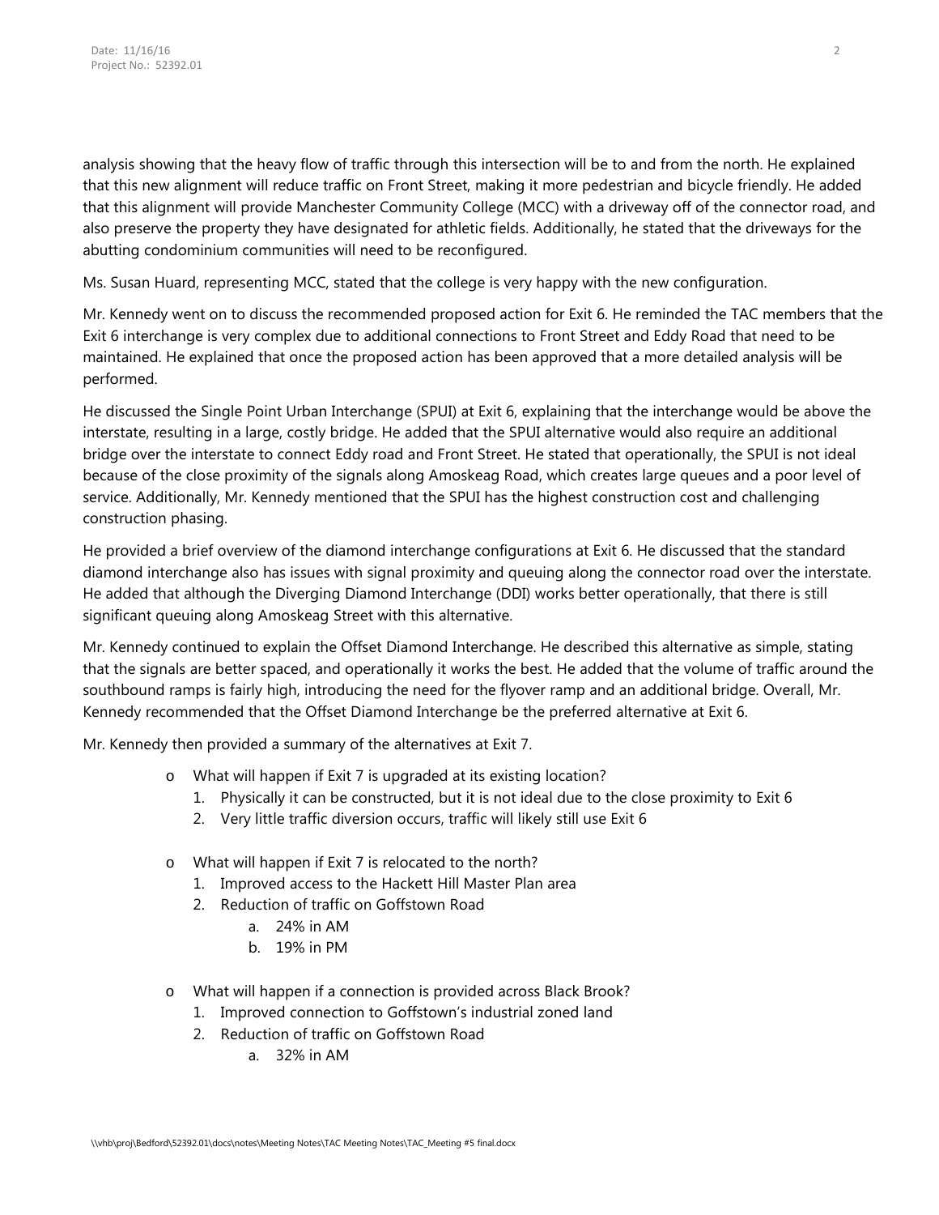analysis showing that the heavy flow of traffic through this intersection will be to and from the north. He explained that this new alignment will reduce traffic on Front Street, making it more pedestrian and bicycle friendly. He added that this alignment will provide Manchester Community College (MCC) with a driveway off of the connector road, and also preserve the property they have designated for athletic fields. Additionally, he stated that the driveways for the abutting condominium communities will need to be reconfigured.

Ms. Susan Huard, representing MCC, stated that the college is very happy with the new configuration.

Mr. Kennedy went on to discuss the recommended proposed action for Exit 6. He reminded the TAC members that the Exit 6 interchange is very complex due to additional connections to Front Street and Eddy Road that need to be maintained. He explained that once the proposed action has been approved that a more detailed analysis will be performed.

He discussed the Single Point Urban Interchange (SPUI) at Exit 6, explaining that the interchange would be above the interstate, resulting in a large, costly bridge. He added that the SPUI alternative would also require an additional bridge over the interstate to connect Eddy road and Front Street. He stated that operationally, the SPUI is not ideal because of the close proximity of the signals along Amoskeag Road, which creates large queues and a poor level of service. Additionally, Mr. Kennedy mentioned that the SPUI has the highest construction cost and challenging construction phasing.

He provided a brief overview of the diamond interchange configurations at Exit 6. He discussed that the standard diamond interchange also has issues with signal proximity and queuing along the connector road over the interstate. He added that although the Diverging Diamond Interchange (DDI) works better operationally, that there is still significant queuing along Amoskeag Street with this alternative.

Mr. Kennedy continued to explain the Offset Diamond Interchange. He described this alternative as simple, stating that the signals are better spaced, and operationally it works the best. He added that the volume of traffic around the southbound ramps is fairly high, introducing the need for the flyover ramp and an additional bridge. Overall, Mr. Kennedy recommended that the Offset Diamond Interchange be the preferred alternative at Exit 6.

Mr. Kennedy then provided a summary of the alternatives at Exit 7.

- What will happen if Exit 7 is upgraded at its existing location?
  1. Physically it can be constructed, but it is not ideal due to the close proximity to Exit 6
  2. Very little traffic diversion occurs, traffic will likely still use Exit 6

- What will happen if Exit 7 is relocated to the north?
  1. Improved access to the Hackett Hill Master Plan area
  2. Reduction of traffic on Goffstown Road
     a. 24% in AM
     b. 19% in PM

- What will happen if a connection is provided across Black Brook?
  1. Improved connection to Goffstown's industrial zoned land
  2. Reduction of traffic on Goffstown Road
     a. 32% in AM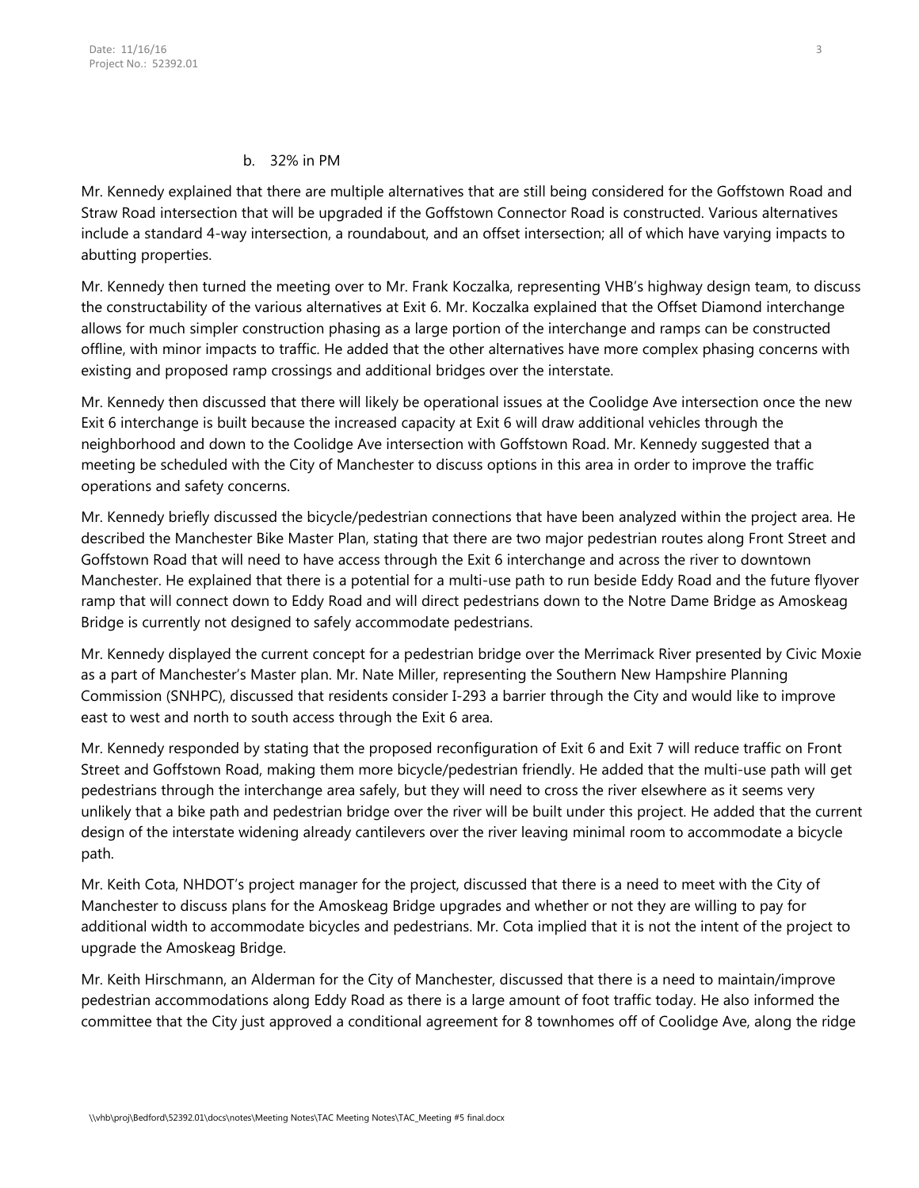b. 32% in PM

Mr. Kennedy explained that there are multiple alternatives that are still being considered for the Goffstown Road and Straw Road intersection that will be upgraded if the Goffstown Connector Road is constructed. Various alternatives include a standard 4-way intersection, a roundabout, and an offset intersection; all of which have varying impacts to abutting properties.

Mr. Kennedy then turned the meeting over to Mr. Frank Koczalka, representing VHB's highway design team, to discuss the constructability of the various alternatives at Exit 6. Mr. Koczalka explained that the Offset Diamond interchange allows for much simpler construction phasing as a large portion of the interchange and ramps can be constructed offline, with minor impacts to traffic. He added that the other alternatives have more complex phasing concerns with existing and proposed ramp crossings and additional bridges over the interstate.

Mr. Kennedy then discussed that there will likely be operational issues at the Coolidge Ave intersection once the new Exit 6 interchange is built because the increased capacity at Exit 6 will draw additional vehicles through the neighborhood and down to the Coolidge Ave intersection with Goffstown Road. Mr. Kennedy suggested that a meeting be scheduled with the City of Manchester to discuss options in this area in order to improve the traffic operations and safety concerns.

Mr. Kennedy briefly discussed the bicycle/pedestrian connections that have been analyzed within the project area. He described the Manchester Bike Master Plan, stating that there are two major pedestrian routes along Front Street and Goffstown Road that will need to have access through the Exit 6 interchange and across the river to downtown Manchester. He explained that there is a potential for a multi-use path to run beside Eddy Road and the future flyover ramp that will connect down to Eddy Road and will direct pedestrians down to the Notre Dame Bridge as Amoskeag Bridge is currently not designed to safely accommodate pedestrians.

Mr. Kennedy displayed the current concept for a pedestrian bridge over the Merrimack River presented by Civic Moxie as a part of Manchester's Master plan. Mr. Nate Miller, representing the Southern New Hampshire Planning Commission (SNHPC), discussed that residents consider I-293 a barrier through the City and would like to improve east to west and north to south access through the Exit 6 area.

Mr. Kennedy responded by stating that the proposed reconfiguration of Exit 6 and Exit 7 will reduce traffic on Front Street and Goffstown Road, making them more bicycle/pedestrian friendly. He added that the multi-use path will get pedestrians through the interchange area safely, but they will need to cross the river elsewhere as it seems very unlikely that a bike path and pedestrian bridge over the river will be built under this project. He added that the current design of the interstate widening already cantilevers over the river leaving minimal room to accommodate a bicycle path.

Mr. Keith Cota, NHDOT's project manager for the project, discussed that there is a need to meet with the City of Manchester to discuss plans for the Amoskeag Bridge upgrades and whether or not they are willing to pay for additional width to accommodate bicycles and pedestrians. Mr. Cota implied that it is not the intent of the project to upgrade the Amoskeag Bridge.

Mr. Keith Hirschmann, an Alderman for the City of Manchester, discussed that there is a need to maintain/improve pedestrian accommodations along Eddy Road as there is a large amount of foot traffic today. He also informed the committee that the City just approved a conditional agreement for 8 townhomes off of Coolidge Ave, along the ridge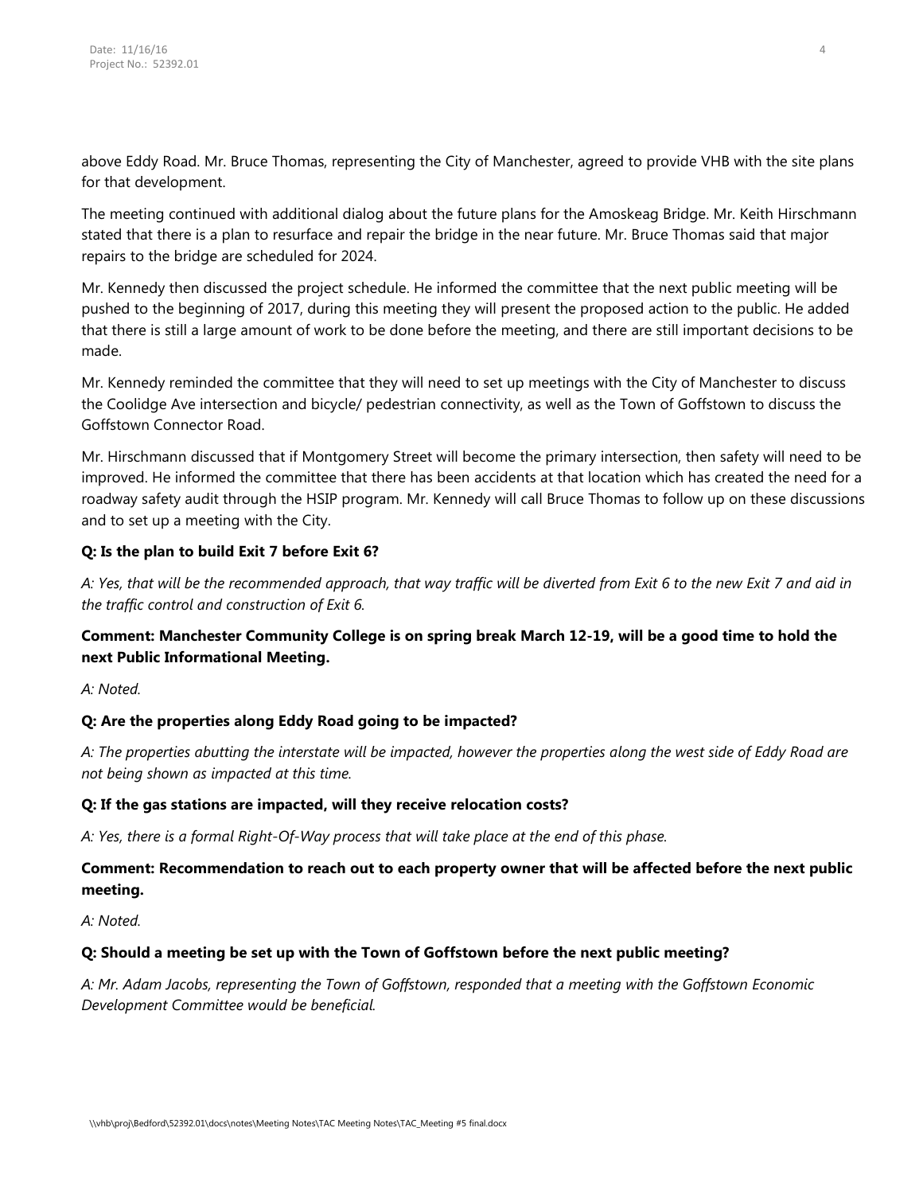above Eddy Road. Mr. Bruce Thomas, representing the City of Manchester, agreed to provide VHB with the site plans for that development.

The meeting continued with additional dialog about the future plans for the Amoskeag Bridge. Mr. Keith Hirschmann stated that there is a plan to resurface and repair the bridge in the near future. Mr. Bruce Thomas said that major repairs to the bridge are scheduled for 2024.

Mr. Kennedy then discussed the project schedule. He informed the committee that the next public meeting will be pushed to the beginning of 2017, during this meeting they will present the proposed action to the public. He added that there is still a large amount of work to be done before the meeting, and there are still important decisions to be made.

Mr. Kennedy reminded the committee that they will need to set up meetings with the City of Manchester to discuss the Coolidge Ave intersection and bicycle/ pedestrian connectivity, as well as the Town of Goffstown to discuss the Goffstown Connector Road.

Mr. Hirschmann discussed that if Montgomery Street will become the primary intersection, then safety will need to be improved. He informed the committee that there has been accidents at that location which has created the need for a roadway safety audit through the HSIP program. Mr. Kennedy will call Bruce Thomas to follow up on these discussions and to set up a meeting with the City.

**Q: Is the plan to build Exit 7 before Exit 6?**

*A: Yes, that will be the recommended approach, that way traffic will be diverted from Exit 6 to the new Exit 7 and aid in the traffic control and construction of Exit 6.*

**Comment: Manchester Community College is on spring break March 12-19, will be a good time to hold the next Public Informational Meeting.**

*A: Noted.*

**Q: Are the properties along Eddy Road going to be impacted?**

*A: The properties abutting the interstate will be impacted, however the properties along the west side of Eddy Road are not being shown as impacted at this time.*

**Q: If the gas stations are impacted, will they receive relocation costs?**

*A: Yes, there is a formal Right-Of-Way process that will take place at the end of this phase.*

**Comment: Recommendation to reach out to each property owner that will be affected before the next public meeting.**

*A: Noted.*

**Q: Should a meeting be set up with the Town of Goffstown before the next public meeting?**

*A: Mr. Adam Jacobs, representing the Town of Goffstown, responded that a meeting with the Goffstown Economic Development Committee would be beneficial.*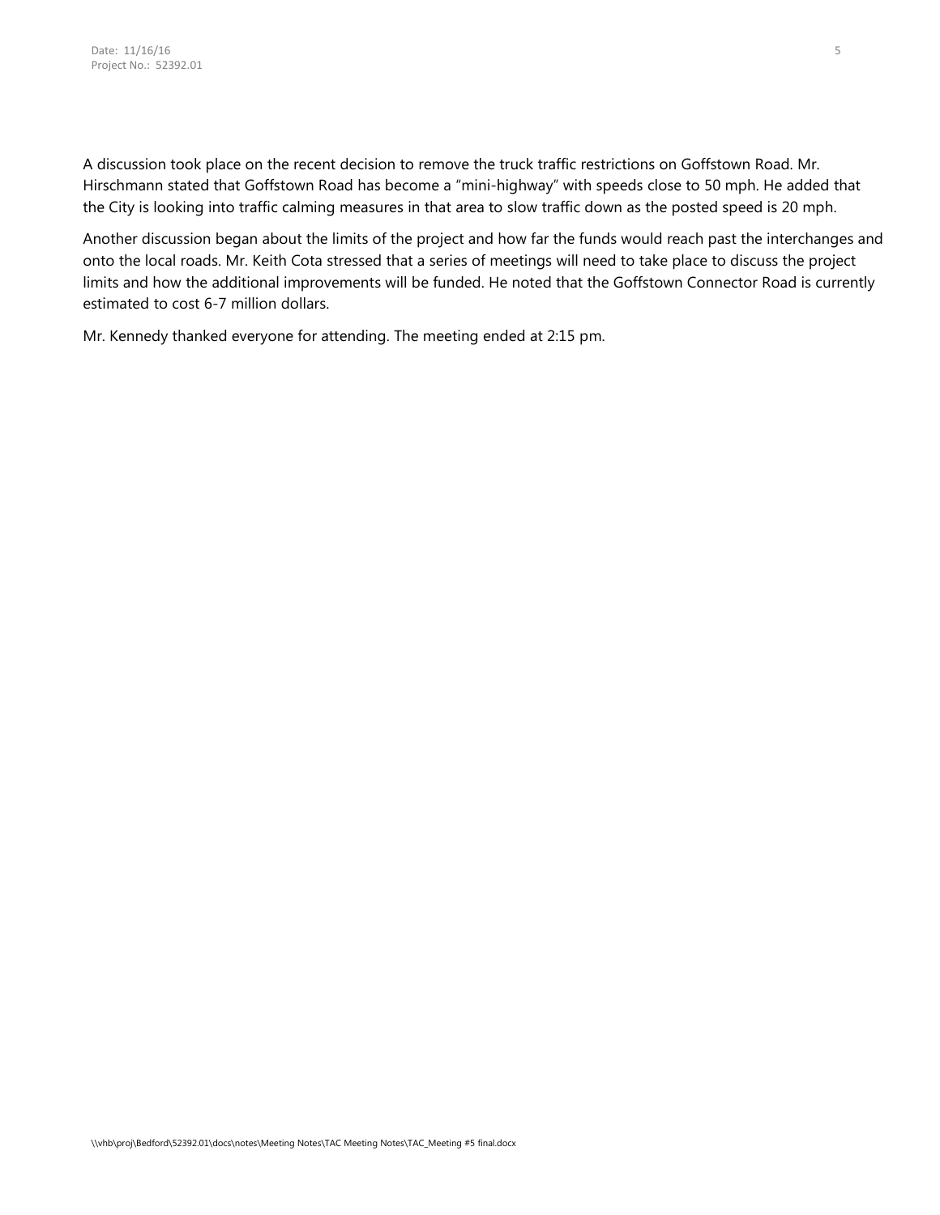A discussion took place on the recent decision to remove the truck traffic restrictions on Goffstown Road. Mr. Hirschmann stated that Goffstown Road has become a "mini-highway" with speeds close to 50 mph. He added that the City is looking into traffic calming measures in that area to slow traffic down as the posted speed is 20 mph.

Another discussion began about the limits of the project and how far the funds would reach past the interchanges and onto the local roads. Mr. Keith Cota stressed that a series of meetings will need to take place to discuss the project limits and how the additional improvements will be funded. He noted that the Goffstown Connector Road is currently estimated to cost 6-7 million dollars.

Mr. Kennedy thanked everyone for attending. The meeting ended at 2:15 pm.